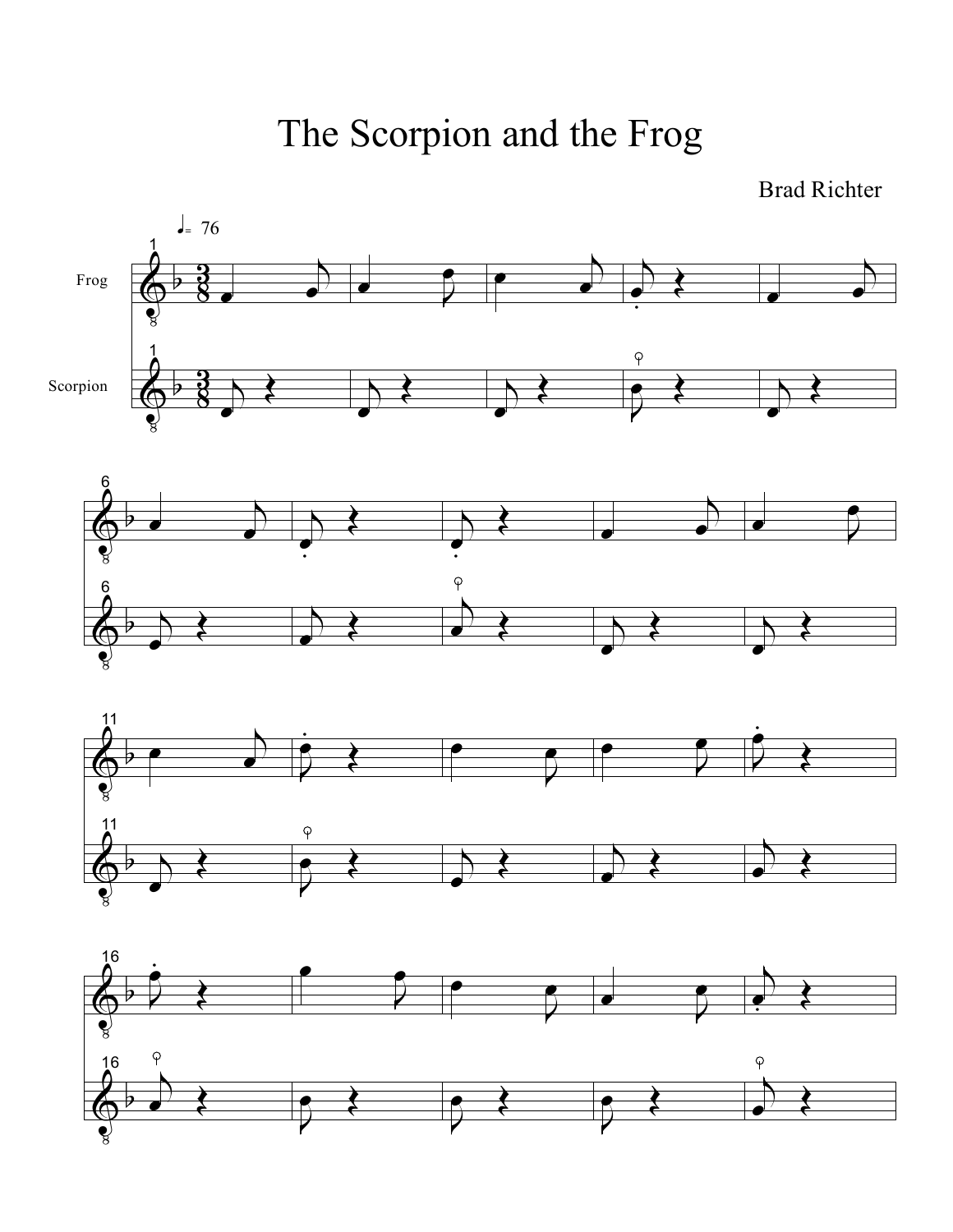# The Scorpion and the Frog

Brad Richter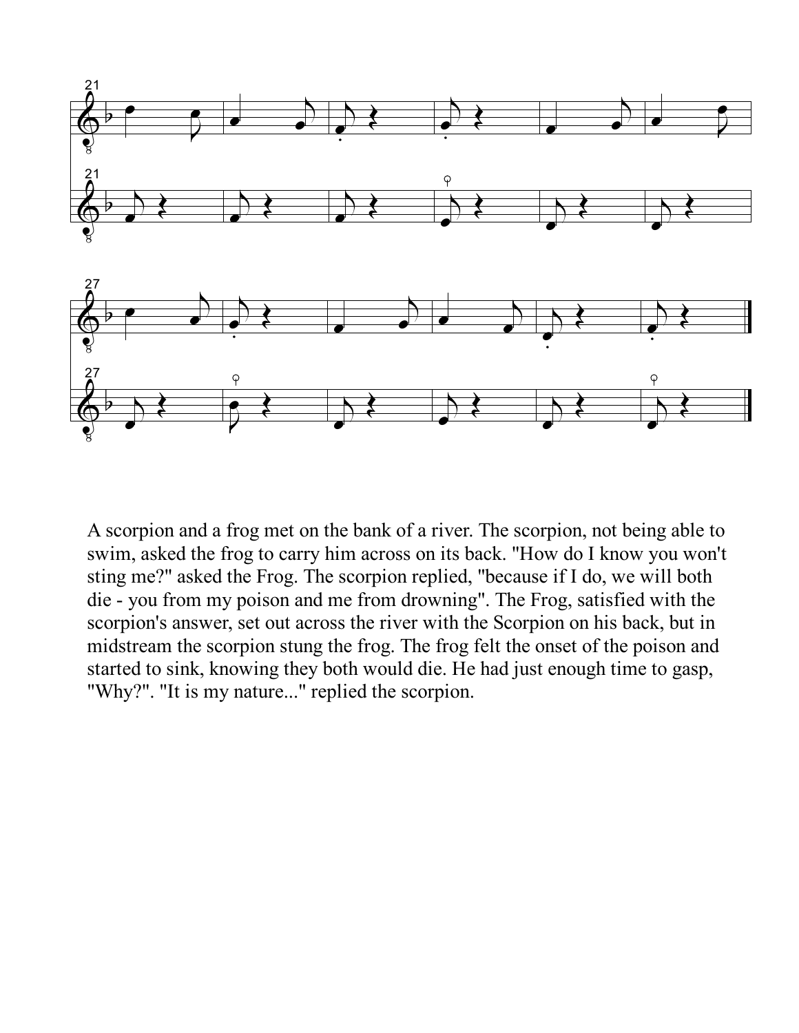A scorpion and a frog met on the bank of a river. The scorpion, not being able to swim, asked the frog to carry him across on its back. "How do I know you won't sting me?" asked the Frog. The scorpion replied, "because if I do, we will both die - you from my poison and me from drowning". The Frog, satisfied with the scorpion's answer, set out across the river with the Scorpion on his back, but in midstream the scorpion stung the frog. The frog felt the onset of the poison and started to sink, knowing they both would die. He had just enough time to gasp, "Why?". "It is my nature..." replied the scorpion.